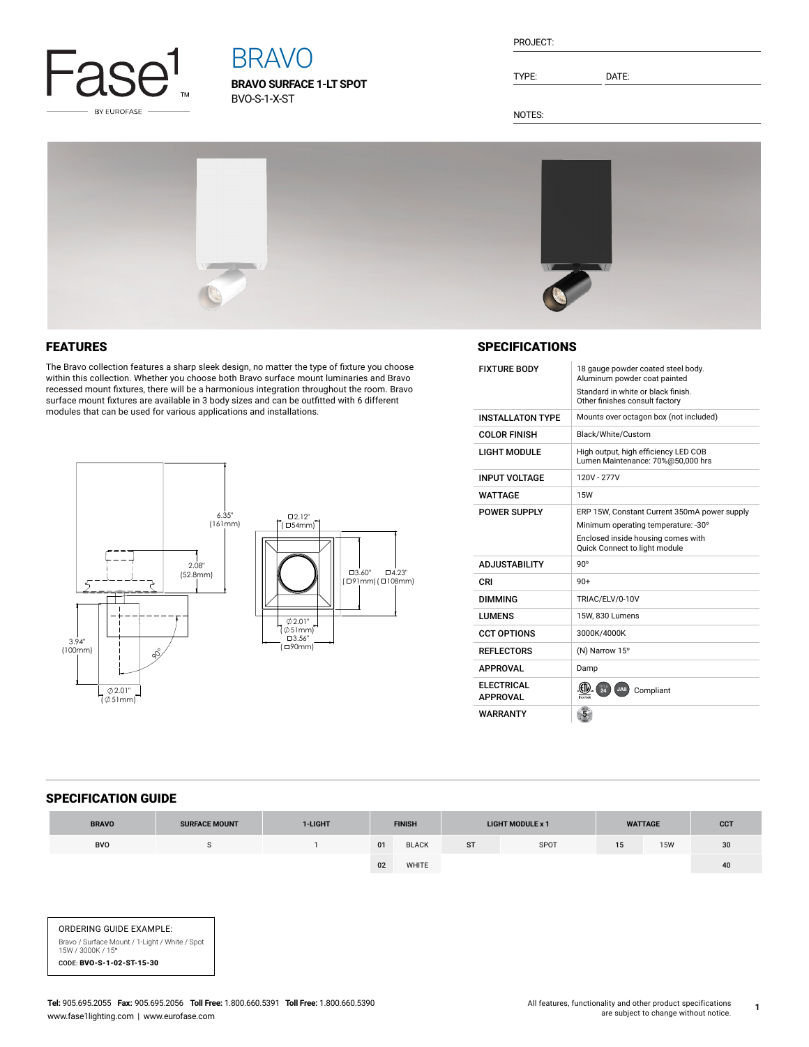Fase1 BY EUROFASE

# BRAVO

**BRAVO SURFACE 1-LT SPOT**

BVO-S-1-X-ST

PROJECT:

TYPE: DATE:

NOTES:

## FEATURES

The Bravo collection features a sharp sleek design, no matter the type of fixture you choose within this collection. Whether you choose both Bravo surface mount luminaries and Bravo recessed mount fixtures, there will be a harmonious integration throughout the room. Bravo surface mount fixtures are available in 3 body sizes and can be outfitted with 6 different modules that can be used for various applications and installations.

6.35" (161mm)
2.08" (52.8mm)
3.94" (100mm)
90°
⌀2.01" (⌀51mm)
□2.12" (□54mm)
□3.60" (□91mm)
□4.23" (□108mm)
⌀2.01" (⌀51mm)
□3.56" (□90mm)

## SPECIFICATIONS

| | |
|---|---|
| FIXTURE BODY | 18 gauge powder coated steel body. Aluminum powder coat painted<br>Standard in white or black finish. Other finishes consult factory |
| INSTALLATON TYPE | Mounts over octagon box (not included) |
| COLOR FINISH | Black/White/Custom |
| LIGHT MODULE | High output, high efficiency LED COB<br>Lumen Maintenance: 70%@50,000 hrs |
| INPUT VOLTAGE | 120V - 277V |
| WATTAGE | 15W |
| POWER SUPPLY | ERP 15W, Constant Current 350mA power supply<br>Minimum operating temperature: -30°<br>Enclosed inside housing comes with Quick Connect to light module |
| ADJUSTABILITY | 90° |
| CRI | 90+ |
| DIMMING | TRIAC/ELV/0-10V |
| LUMENS | 15W, 830 Lumens |
| CCT OPTIONS | 3000K/4000K |
| REFLECTORS | (N) Narrow 15° |
| APPROVAL | Damp |
| ELECTRICAL APPROVAL | Compliant |
| WARRANTY | |

## SPECIFICATION GUIDE

| BRAVO | SURFACE MOUNT | 1-LIGHT | FINISH | | LIGHT MODULE x 1 | | WATTAGE | | CCT |
|---|---|---|---|---|---|---|---|---|---|
| BVO | S | 1 | 01 | BLACK | ST | SPOT | 15 | 15W | 30 |
| | | | 02 | WHITE | | | | | 40 |

ORDERING GUIDE EXAMPLE:
Bravo / Surface Mount / 1-Light / White / Spot
15W / 3000K / 15°
CODE: **BVO-S-1-02-ST-15-30**

**Tel:** 905.695.2055 **Fax:** 905.695.2056 **Toll Free:** 1.800.660.5391 **Toll Free:** 1.800.660.5390
www.fase1lighting.com | www.eurofase.com

All features, functionality and other product specifications are subject to change without notice.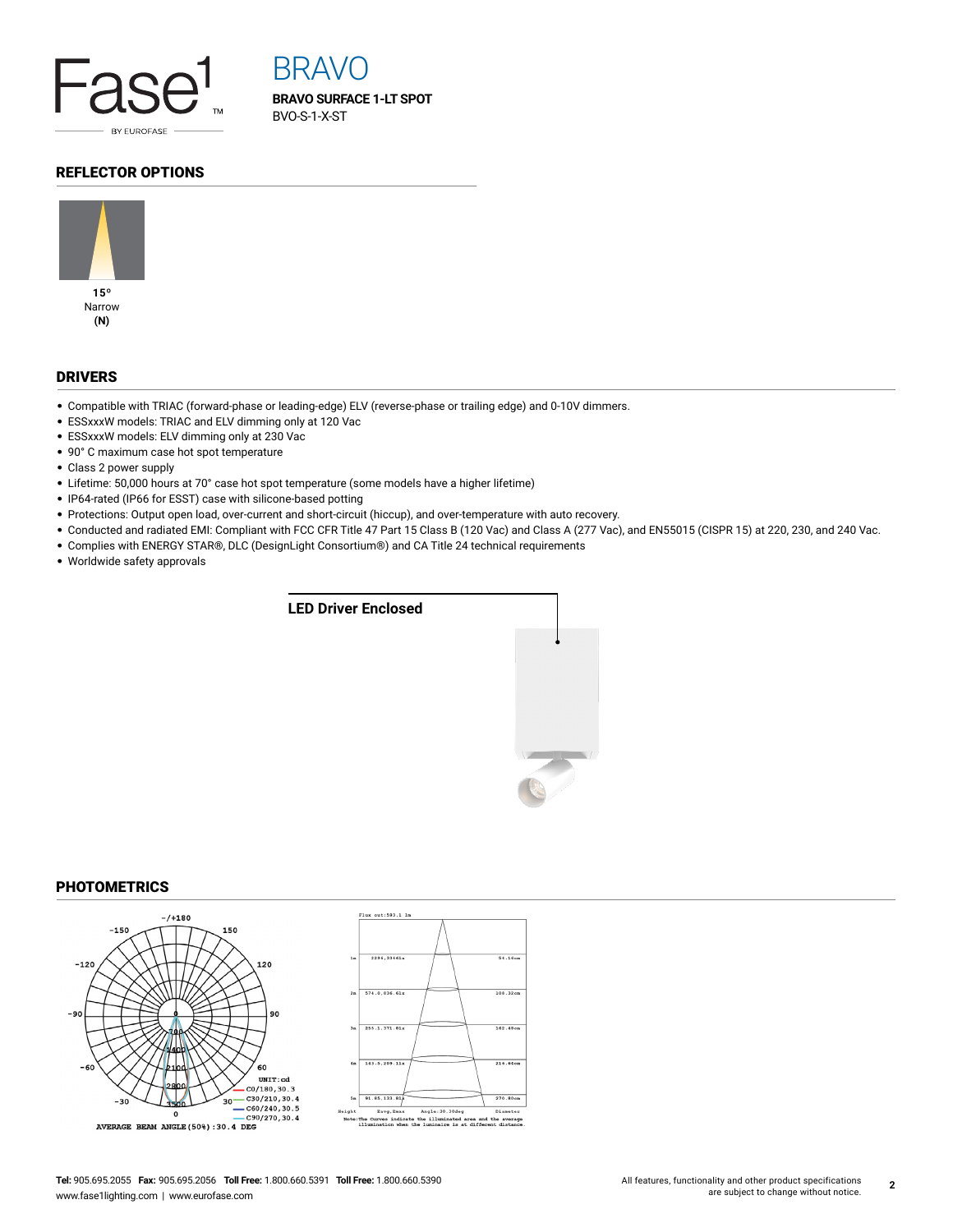Fase1 BY EUROFASE

# BRAVO

**BRAVO SURFACE 1-LT SPOT**

BVO-S-1-X-ST

## REFLECTOR OPTIONS

**15°**
Narrow
**(N)**

## DRIVERS

- Compatible with TRIAC (forward-phase or leading-edge) ELV (reverse-phase or trailing edge) and 0-10V dimmers.
- ESSxxxW models: TRIAC and ELV dimming only at 120 Vac
- ESSxxxW models: ELV dimming only at 230 Vac
- 90° C maximum case hot spot temperature
- Class 2 power supply
- Lifetime: 50,000 hours at 70° case hot spot temperature (some models have a higher lifetime)
- IP64-rated (IP66 for ESST) case with silicone-based potting
- Protections: Output open load, over-current and short-circuit (hiccup), and over-temperature with auto recovery.
- Conducted and radiated EMI: Compliant with FCC CFR Title 47 Part 15 Class B (120 Vac) and Class A (277 Vac), and EN55015 (CISPR 15) at 220, 230, and 240 Vac.
- Complies with ENERGY STAR®, DLC (DesignLight Consortium®) and CA Title 24 technical requirements
- Worldwide safety approvals

**LED Driver Enclosed**

## PHOTOMETRICS

-/+180
-150
150
-120
120
-90
90
-60
60
-30
30
0
700
1400
2100
2800
3500
UNIT:cd
C0/180,30.3
C30/210,30.4
C60/240,30.5
C90/270,30.4
AVERAGE BEAM ANGLE(50%):30.4 DEG

Flux out:593.1 lm
1m 2296,3336lx 54.16cm
2m 574.0,836.6lx 108.32cm
3m 255.1,371.8lx 162.48cm
4m 143.5,209.1lx 216.64cm
5m 91.85,133.8lx 270.80cm
Height Eavg,Emax Angle:30.30deg Diameter
Note:The Curves indicate the illuminated area and the average illumination when the luminaire is at different distance.

**Tel:** 905.695.2055 **Fax:** 905.695.2056 **Toll Free:** 1.800.660.5391 **Toll Free:** 1.800.660.5390
www.fase1lighting.com | www.eurofase.com

All features, functionality and other product specifications are subject to change without notice.